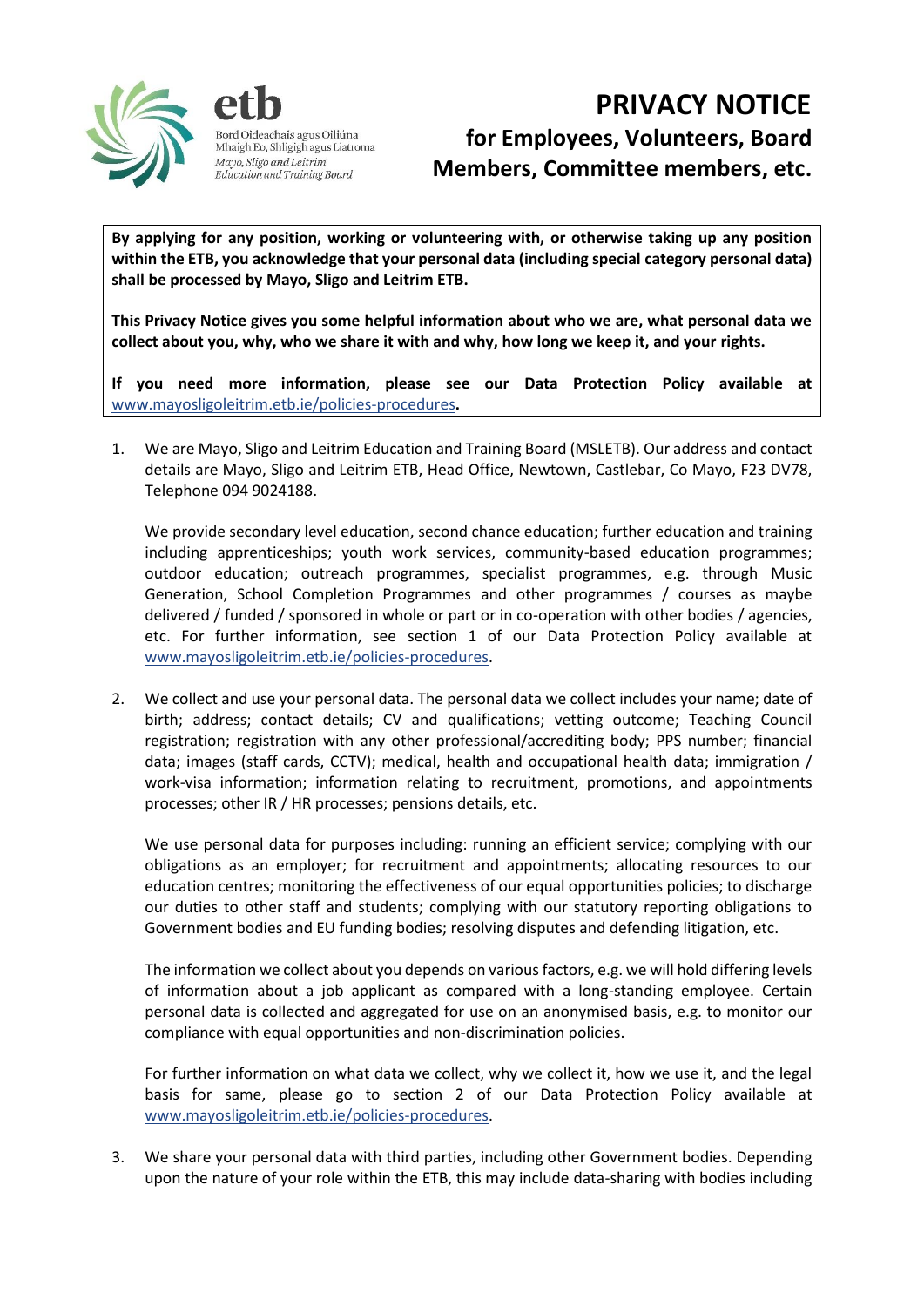etb

Bord Oideachais agus Oiliúna Mhaigh Eo, Shligigh agus Liatroma

*Mayo, Sligo and Leitrim Education and Training Board*

# PRIVACY NOTICE

## for Employees, Volunteers, Board Members, Committee members, etc.

**By applying for any position, working or volunteering with, or otherwise taking up any position within the ETB, you acknowledge that your personal data (including special category personal data) shall be processed by Mayo, Sligo and Leitrim ETB.**

**This Privacy Notice gives you some helpful information about who we are, what personal data we collect about you, why, who we share it with and why, how long we keep it, and your rights.**

**If you need more information, please see our Data Protection Policy available at** www.mayosligoleitrim.etb.ie/policies-procedures**.**

1. We are Mayo, Sligo and Leitrim Education and Training Board (MSLETB). Our address and contact details are Mayo, Sligo and Leitrim ETB, Head Office, Newtown, Castlebar, Co Mayo, F23 DV78, Telephone 094 9024188.

   We provide secondary level education, second chance education; further education and training including apprenticeships; youth work services, community-based education programmes; outdoor education; outreach programmes, specialist programmes, e.g. through Music Generation, School Completion Programmes and other programmes / courses as maybe delivered / funded / sponsored in whole or part or in co-operation with other bodies / agencies, etc. For further information, see section 1 of our Data Protection Policy available at www.mayosligoleitrim.etb.ie/policies-procedures.

2. We collect and use your personal data. The personal data we collect includes your name; date of birth; address; contact details; CV and qualifications; vetting outcome; Teaching Council registration; registration with any other professional/accrediting body; PPS number; financial data; images (staff cards, CCTV); medical, health and occupational health data; immigration / work-visa information; information relating to recruitment, promotions, and appointments processes; other IR / HR processes; pensions details, etc.

   We use personal data for purposes including: running an efficient service; complying with our obligations as an employer; for recruitment and appointments; allocating resources to our education centres; monitoring the effectiveness of our equal opportunities policies; to discharge our duties to other staff and students; complying with our statutory reporting obligations to Government bodies and EU funding bodies; resolving disputes and defending litigation, etc.

   The information we collect about you depends on various factors, e.g. we will hold differing levels of information about a job applicant as compared with a long-standing employee. Certain personal data is collected and aggregated for use on an anonymised basis, e.g. to monitor our compliance with equal opportunities and non-discrimination policies.

   For further information on what data we collect, why we collect it, how we use it, and the legal basis for same, please go to section 2 of our Data Protection Policy available at www.mayosligoleitrim.etb.ie/policies-procedures.

3. We share your personal data with third parties, including other Government bodies. Depending upon the nature of your role within the ETB, this may include data-sharing with bodies including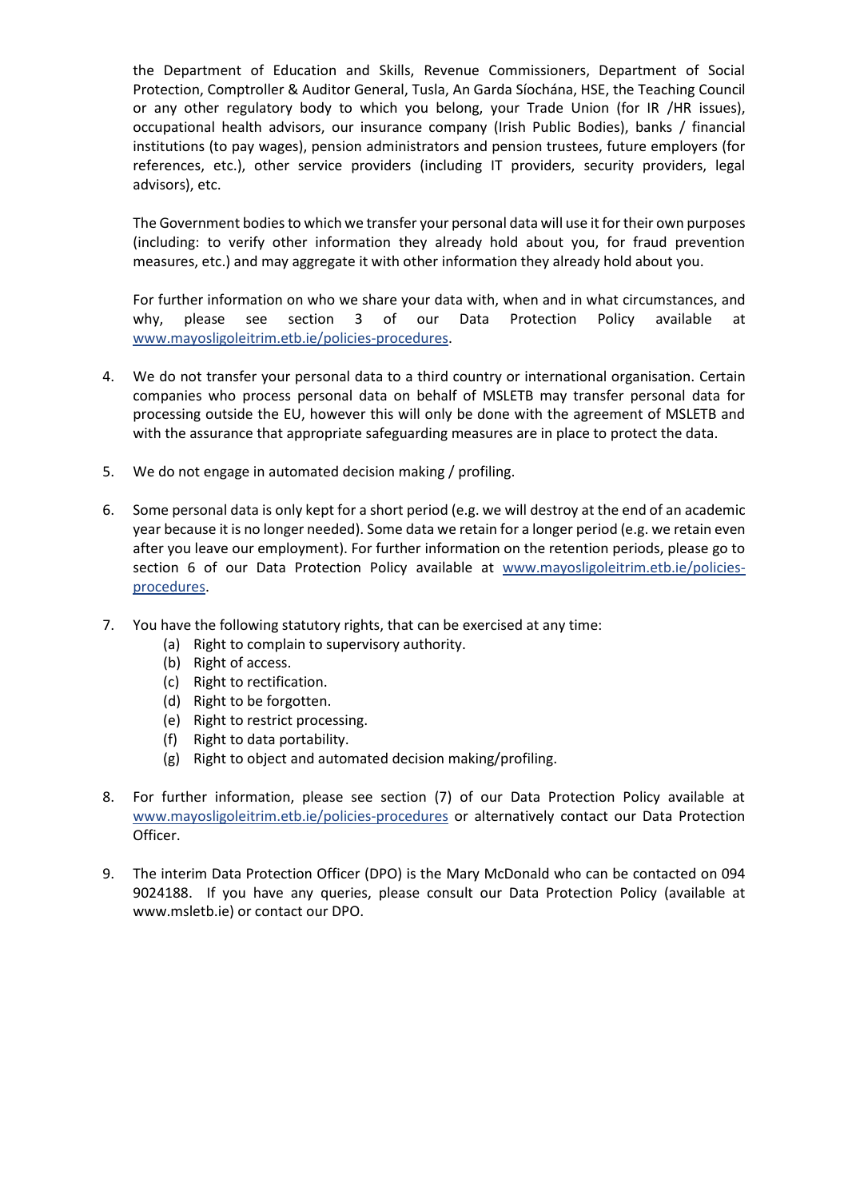the Department of Education and Skills, Revenue Commissioners, Department of Social Protection, Comptroller & Auditor General, Tusla, An Garda Síochána, HSE, the Teaching Council or any other regulatory body to which you belong, your Trade Union (for IR /HR issues), occupational health advisors, our insurance company (Irish Public Bodies), banks / financial institutions (to pay wages), pension administrators and pension trustees, future employers (for references, etc.), other service providers (including IT providers, security providers, legal advisors), etc.

The Government bodies to which we transfer your personal data will use it for their own purposes (including: to verify other information they already hold about you, for fraud prevention measures, etc.) and may aggregate it with other information they already hold about you.

For further information on who we share your data with, when and in what circumstances, and why, please see section 3 of our Data Protection Policy available at [www.mayosligoleitrim.etb.ie/policies-procedures](www.mayosligoleitrim.etb.ie/policies-procedures).

4. We do not transfer your personal data to a third country or international organisation. Certain companies who process personal data on behalf of MSLETB may transfer personal data for processing outside the EU, however this will only be done with the agreement of MSLETB and with the assurance that appropriate safeguarding measures are in place to protect the data.

5. We do not engage in automated decision making / profiling.

6. Some personal data is only kept for a short period (e.g. we will destroy at the end of an academic year because it is no longer needed). Some data we retain for a longer period (e.g. we retain even after you leave our employment). For further information on the retention periods, please go to section 6 of our Data Protection Policy available at [www.mayosligoleitrim.etb.ie/policies-procedures](www.mayosligoleitrim.etb.ie/policies-procedures).

7. You have the following statutory rights, that can be exercised at any time:
   (a) Right to complain to supervisory authority.
   (b) Right of access.
   (c) Right to rectification.
   (d) Right to be forgotten.
   (e) Right to restrict processing.
   (f) Right to data portability.
   (g) Right to object and automated decision making/profiling.

8. For further information, please see section (7) of our Data Protection Policy available at [www.mayosligoleitrim.etb.ie/policies-procedures](www.mayosligoleitrim.etb.ie/policies-procedures) or alternatively contact our Data Protection Officer.

9. The interim Data Protection Officer (DPO) is the Mary McDonald who can be contacted on 094 9024188. If you have any queries, please consult our Data Protection Policy (available at www.msletb.ie) or contact our DPO.